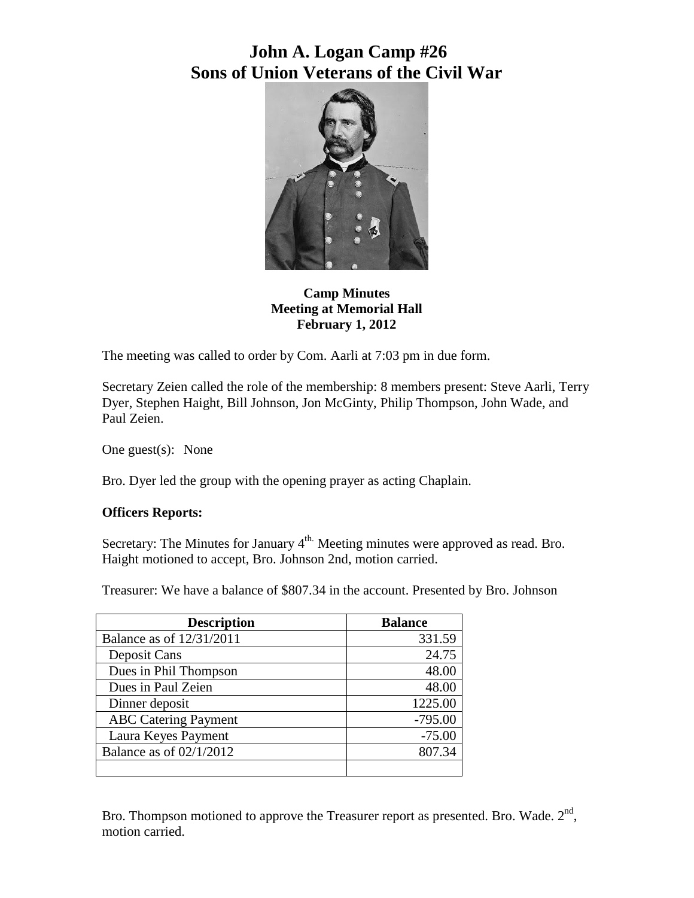# John A. Logan Camp #26
# Sons of Union Veterans of the Civil War

**Camp Minutes**
**Meeting at Memorial Hall**
**February 1, 2012**

The meeting was called to order by Com. Aarli at 7:03 pm in due form.

Secretary Zeien called the role of the membership: 8 members present: Steve Aarli, Terry Dyer, Stephen Haight, Bill Johnson, Jon McGinty, Philip Thompson, John Wade, and Paul Zeien.

One guest(s): None

Bro. Dyer led the group with the opening prayer as acting Chaplain.

**Officers Reports:**

Secretary: The Minutes for January 4th. Meeting minutes were approved as read. Bro. Haight motioned to accept, Bro. Johnson 2nd, motion carried.

Treasurer: We have a balance of $807.34 in the account. Presented by Bro. Johnson

| Description | Balance |
|---|---|
| Balance as of 12/31/2011 | 331.59 |
| Deposit Cans | 24.75 |
| Dues in Phil Thompson | 48.00 |
| Dues in Paul Zeien | 48.00 |
| Dinner deposit | 1225.00 |
| ABC Catering Payment | -795.00 |
| Laura Keyes Payment | -75.00 |
| Balance as of 02/1/2012 | 807.34 |
| | |

Bro. Thompson motioned to approve the Treasurer report as presented. Bro. Wade. 2nd, motion carried.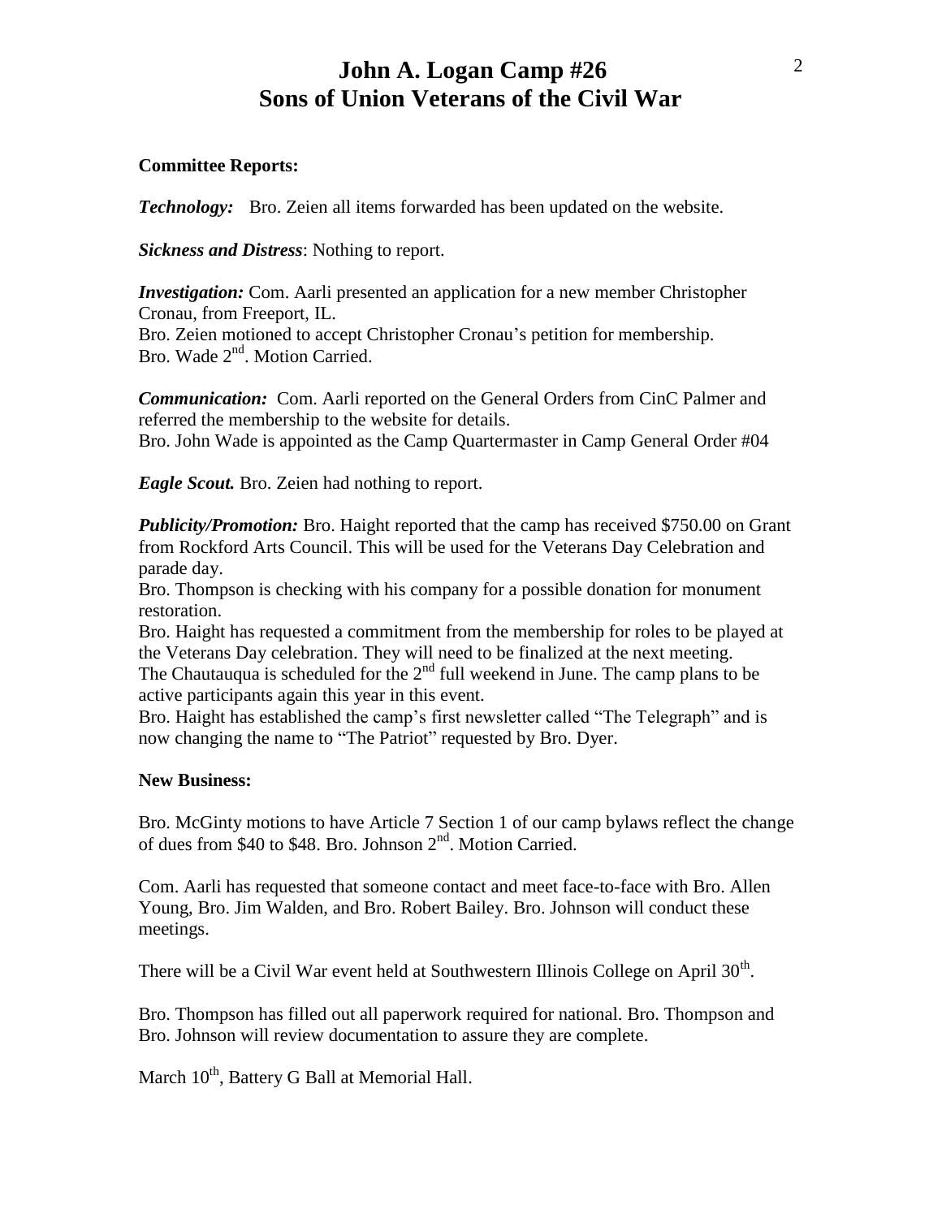# John A. Logan Camp #26
# Sons of Union Veterans of the Civil War

**Committee Reports:**

***Technology:*** Bro. Zeien all items forwarded has been updated on the website.

***Sickness and Distress***: Nothing to report.

***Investigation:*** Com. Aarli presented an application for a new member Christopher Cronau, from Freeport, IL.
Bro. Zeien motioned to accept Christopher Cronau's petition for membership.
Bro. Wade 2nd. Motion Carried.

***Communication:*** Com. Aarli reported on the General Orders from CinC Palmer and referred the membership to the website for details.
Bro. John Wade is appointed as the Camp Quartermaster in Camp General Order #04

***Eagle Scout.*** Bro. Zeien had nothing to report.

***Publicity/Promotion:*** Bro. Haight reported that the camp has received $750.00 on Grant from Rockford Arts Council. This will be used for the Veterans Day Celebration and parade day.
Bro. Thompson is checking with his company for a possible donation for monument restoration.
Bro. Haight has requested a commitment from the membership for roles to be played at the Veterans Day celebration. They will need to be finalized at the next meeting.
The Chautauqua is scheduled for the 2nd full weekend in June. The camp plans to be active participants again this year in this event.
Bro. Haight has established the camp's first newsletter called "The Telegraph" and is now changing the name to "The Patriot" requested by Bro. Dyer.

**New Business:**

Bro. McGinty motions to have Article 7 Section 1 of our camp bylaws reflect the change of dues from $40 to $48. Bro. Johnson 2nd. Motion Carried.

Com. Aarli has requested that someone contact and meet face-to-face with Bro. Allen Young, Bro. Jim Walden, and Bro. Robert Bailey. Bro. Johnson will conduct these meetings.

There will be a Civil War event held at Southwestern Illinois College on April 30th.

Bro. Thompson has filled out all paperwork required for national. Bro. Thompson and Bro. Johnson will review documentation to assure they are complete.

March 10th, Battery G Ball at Memorial Hall.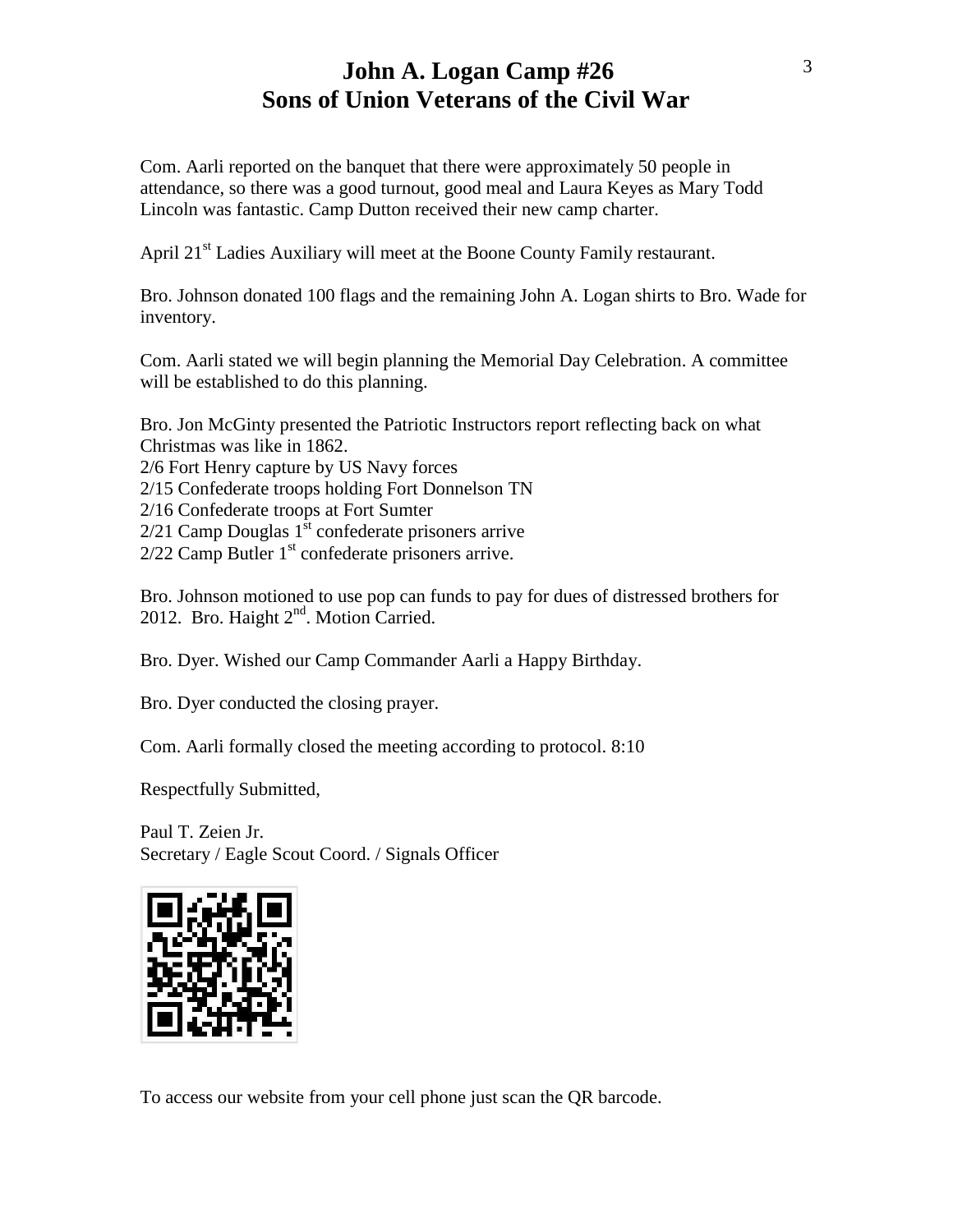# John A. Logan Camp #26
# Sons of Union Veterans of the Civil War

Com. Aarli reported on the banquet that there were approximately 50 people in attendance, so there was a good turnout, good meal and Laura Keyes as Mary Todd Lincoln was fantastic. Camp Dutton received their new camp charter.

April 21st Ladies Auxiliary will meet at the Boone County Family restaurant.

Bro. Johnson donated 100 flags and the remaining John A. Logan shirts to Bro. Wade for inventory.

Com. Aarli stated we will begin planning the Memorial Day Celebration. A committee will be established to do this planning.

Bro. Jon McGinty presented the Patriotic Instructors report reflecting back on what Christmas was like in 1862.
2/6 Fort Henry capture by US Navy forces
2/15 Confederate troops holding Fort Donnelson TN
2/16 Confederate troops at Fort Sumter
2/21 Camp Douglas 1st confederate prisoners arrive
2/22 Camp Butler 1st confederate prisoners arrive.

Bro. Johnson motioned to use pop can funds to pay for dues of distressed brothers for 2012. Bro. Haight 2nd. Motion Carried.

Bro. Dyer. Wished our Camp Commander Aarli a Happy Birthday.

Bro. Dyer conducted the closing prayer.

Com. Aarli formally closed the meeting according to protocol. 8:10

Respectfully Submitted,

Paul T. Zeien Jr.
Secretary / Eagle Scout Coord. / Signals Officer

To access our website from your cell phone just scan the QR barcode.